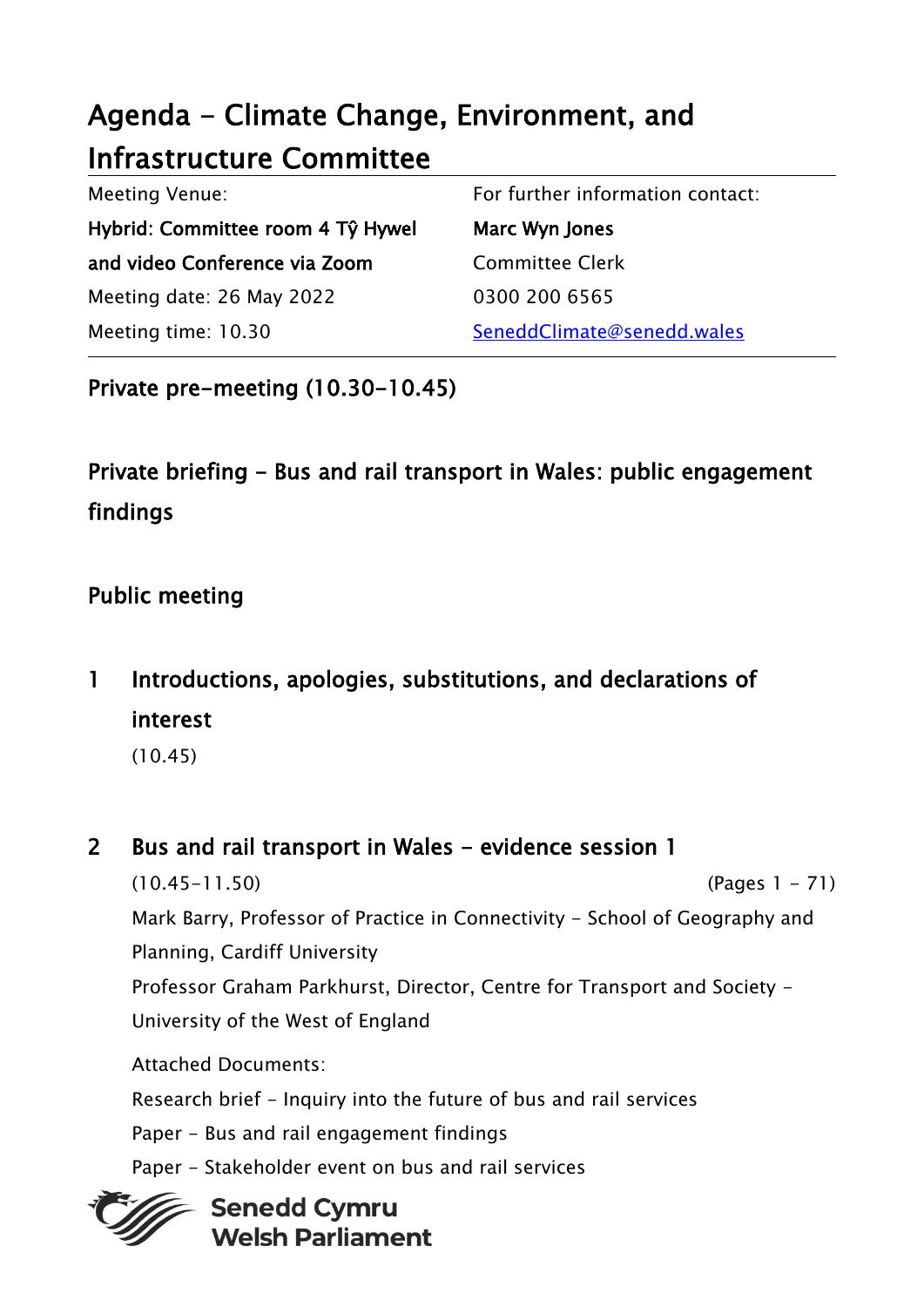# Agenda - Climate Change, Environment, and Infrastructure Committee

| Meeting Venue: | For further information contact: |
|---|---|
| **Hybrid: Committee room 4 Tŷ Hywel and video Conference via Zoom** | **Marc Wyn Jones** |
| | Committee Clerk |
| Meeting date: 26 May 2022 | 0300 200 6565 |
| Meeting time: 10.30 | SeneddClimate@senedd.wales |

## Private pre-meeting (10.30-10.45)

## Private briefing - Bus and rail transport in Wales: public engagement findings

## Public meeting

## 1 Introductions, apologies, substitutions, and declarations of interest

(10.45)

## 2 Bus and rail transport in Wales - evidence session 1

(10.45-11.50) (Pages 1 - 71)

Mark Barry, Professor of Practice in Connectivity - School of Geography and Planning, Cardiff University

Professor Graham Parkhurst, Director, Centre for Transport and Society - University of the West of England

Attached Documents:

Research brief - Inquiry into the future of bus and rail services

Paper - Bus and rail engagement findings

Paper - Stakeholder event on bus and rail services

**Senedd Cymru**
**Welsh Parliament**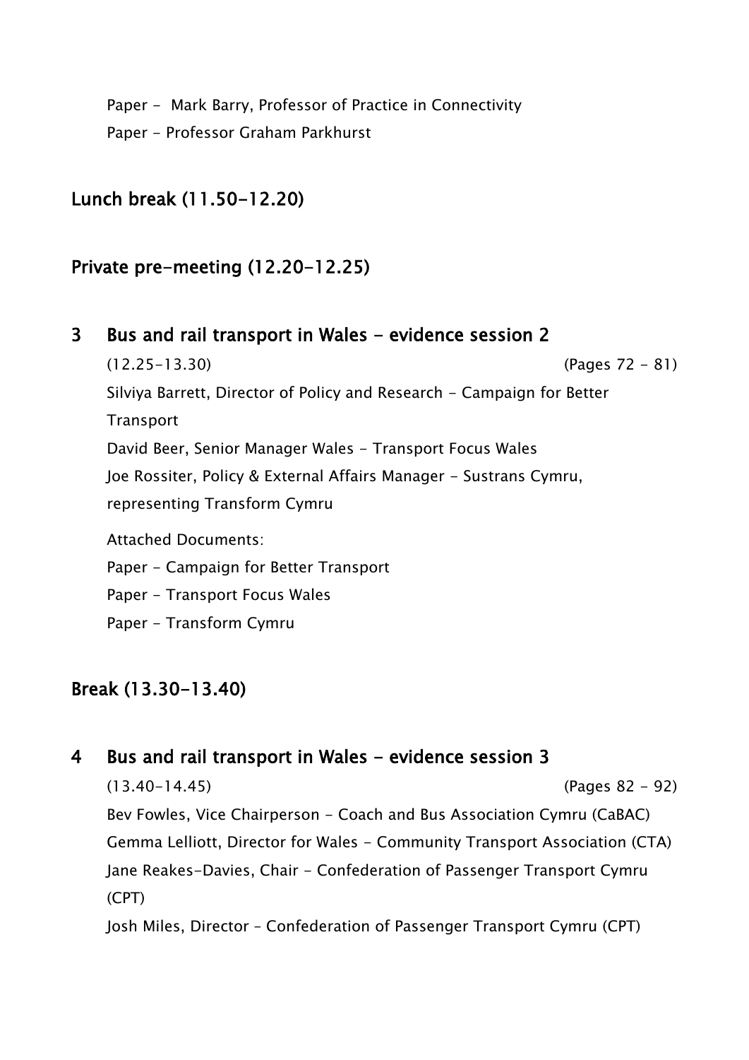Paper - Mark Barry, Professor of Practice in Connectivity

Paper - Professor Graham Parkhurst

## Lunch break (11.50-12.20)

## Private pre-meeting (12.20-12.25)

## 3 Bus and rail transport in Wales - evidence session 2

(12.25-13.30) (Pages 72 - 81)

Silviya Barrett, Director of Policy and Research - Campaign for Better Transport

David Beer, Senior Manager Wales - Transport Focus Wales

Joe Rossiter, Policy & External Affairs Manager - Sustrans Cymru, representing Transform Cymru

Attached Documents:

Paper - Campaign for Better Transport

Paper - Transport Focus Wales

Paper - Transform Cymru

## Break (13.30-13.40)

## 4 Bus and rail transport in Wales - evidence session 3

(13.40-14.45) (Pages 82 - 92)

Bev Fowles, Vice Chairperson - Coach and Bus Association Cymru (CaBAC)

Gemma Lelliott, Director for Wales - Community Transport Association (CTA)

Jane Reakes-Davies, Chair - Confederation of Passenger Transport Cymru (CPT)

Josh Miles, Director – Confederation of Passenger Transport Cymru (CPT)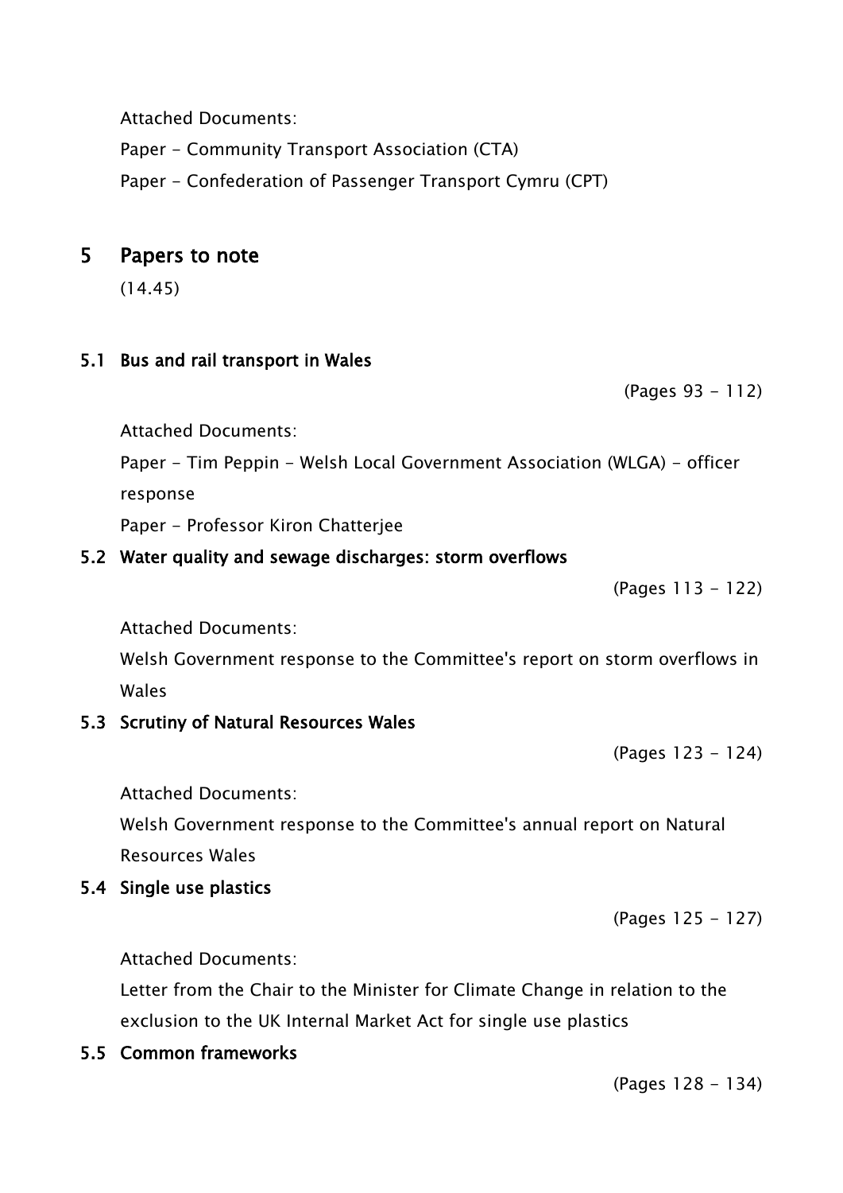Attached Documents:

Paper - Community Transport Association (CTA)

Paper - Confederation of Passenger Transport Cymru (CPT)

## 5 Papers to note

(14.45)

### 5.1 Bus and rail transport in Wales

(Pages 93 - 112)

Attached Documents:

Paper - Tim Peppin - Welsh Local Government Association (WLGA) - officer response

Paper - Professor Kiron Chatterjee

### 5.2 Water quality and sewage discharges: storm overflows

(Pages 113 - 122)

Attached Documents:

Welsh Government response to the Committee's report on storm overflows in Wales

### 5.3 Scrutiny of Natural Resources Wales

(Pages 123 - 124)

Attached Documents:

Welsh Government response to the Committee's annual report on Natural Resources Wales

### 5.4 Single use plastics

(Pages 125 - 127)

Attached Documents:

Letter from the Chair to the Minister for Climate Change in relation to the exclusion to the UK Internal Market Act for single use plastics

### 5.5 Common frameworks

(Pages 128 - 134)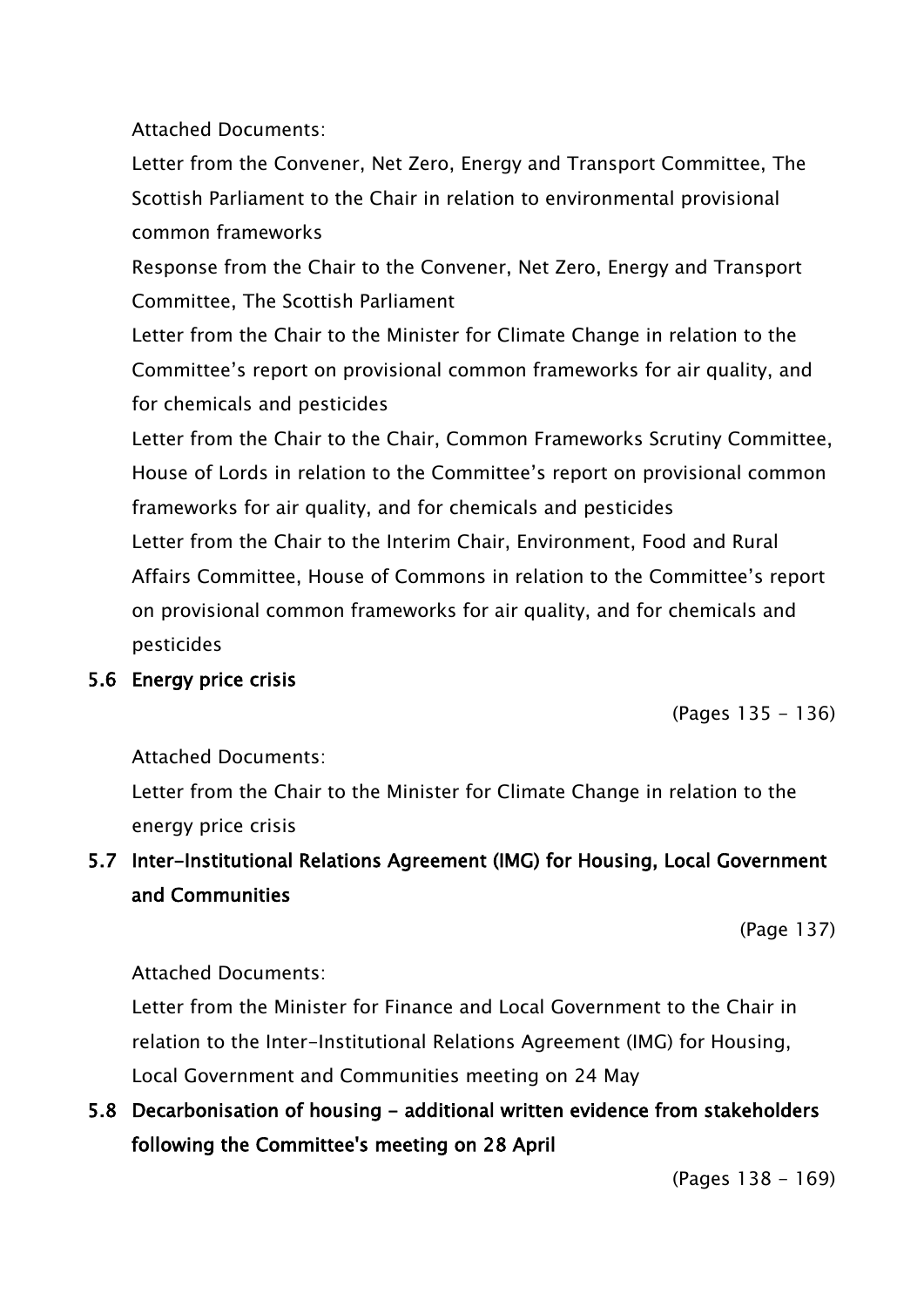Attached Documents:

Letter from the Convener, Net Zero, Energy and Transport Committee, The Scottish Parliament to the Chair in relation to environmental provisional common frameworks

Response from the Chair to the Convener, Net Zero, Energy and Transport Committee, The Scottish Parliament

Letter from the Chair to the Minister for Climate Change in relation to the Committee's report on provisional common frameworks for air quality, and for chemicals and pesticides

Letter from the Chair to the Chair, Common Frameworks Scrutiny Committee, House of Lords in relation to the Committee's report on provisional common frameworks for air quality, and for chemicals and pesticides

Letter from the Chair to the Interim Chair, Environment, Food and Rural Affairs Committee, House of Commons in relation to the Committee's report on provisional common frameworks for air quality, and for chemicals and pesticides

**5.6 Energy price crisis**

(Pages 135 - 136)

Attached Documents:

Letter from the Chair to the Minister for Climate Change in relation to the energy price crisis

**5.7 Inter-Institutional Relations Agreement (IMG) for Housing, Local Government and Communities**

(Page 137)

Attached Documents:

Letter from the Minister for Finance and Local Government to the Chair in relation to the Inter-Institutional Relations Agreement (IMG) for Housing, Local Government and Communities meeting on 24 May

**5.8 Decarbonisation of housing - additional written evidence from stakeholders following the Committee's meeting on 28 April**

(Pages 138 - 169)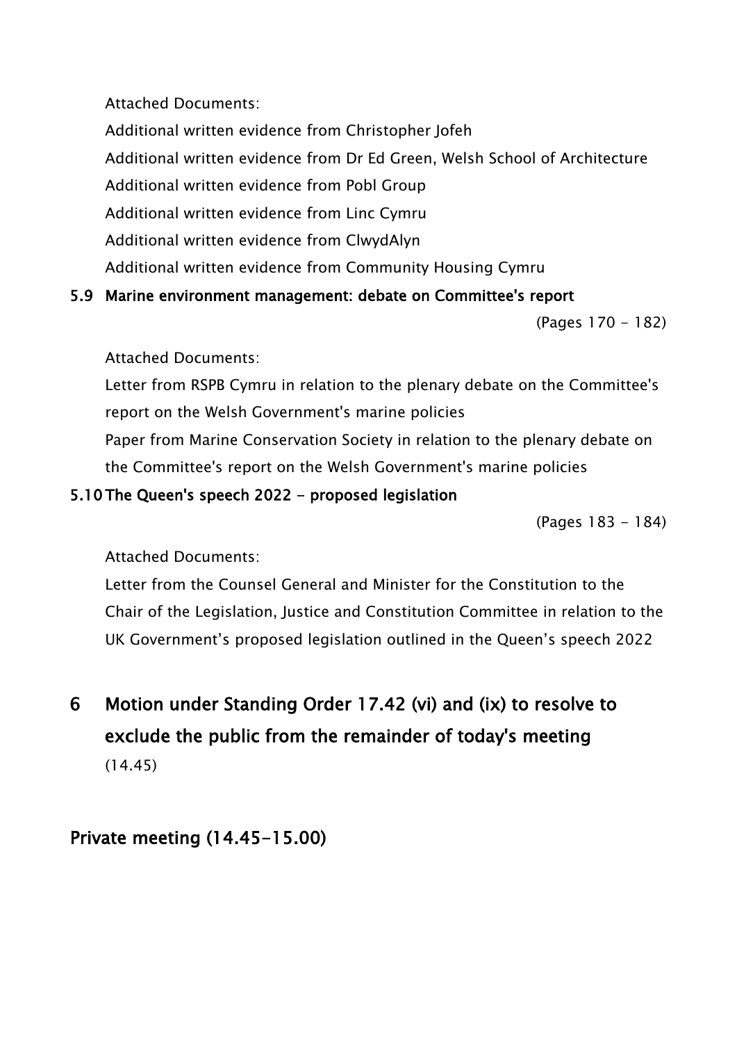Attached Documents:

Additional written evidence from Christopher Jofeh

Additional written evidence from Dr Ed Green, Welsh School of Architecture

Additional written evidence from Pobl Group

Additional written evidence from Linc Cymru

Additional written evidence from ClwydAlyn

Additional written evidence from Community Housing Cymru

### 5.9 Marine environment management: debate on Committee's report

(Pages 170 - 182)

Attached Documents:

Letter from RSPB Cymru in relation to the plenary debate on the Committee's report on the Welsh Government's marine policies

Paper from Marine Conservation Society in relation to the plenary debate on the Committee's report on the Welsh Government's marine policies

### 5.10 The Queen's speech 2022 - proposed legislation

(Pages 183 - 184)

Attached Documents:

Letter from the Counsel General and Minister for the Constitution to the Chair of the Legislation, Justice and Constitution Committee in relation to the UK Government's proposed legislation outlined in the Queen's speech 2022

## 6 Motion under Standing Order 17.42 (vi) and (ix) to resolve to exclude the public from the remainder of today's meeting

(14.45)

## Private meeting (14.45-15.00)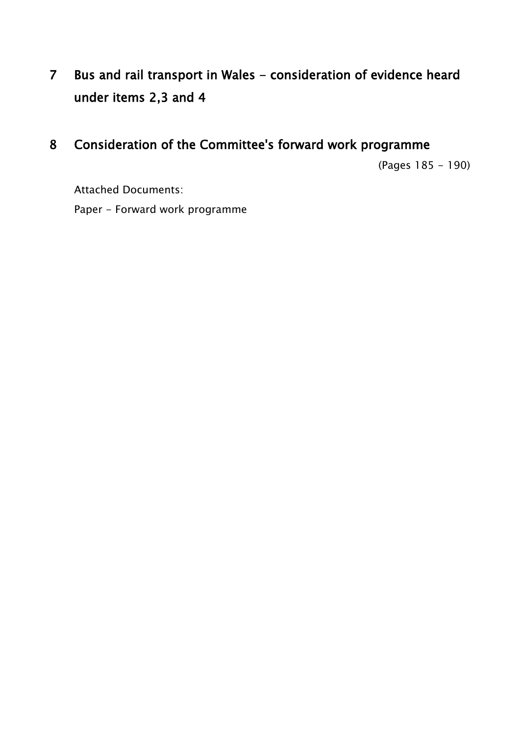## 7 Bus and rail transport in Wales - consideration of evidence heard under items 2,3 and 4

## 8 Consideration of the Committee's forward work programme

(Pages 185 - 190)

Attached Documents:

Paper - Forward work programme